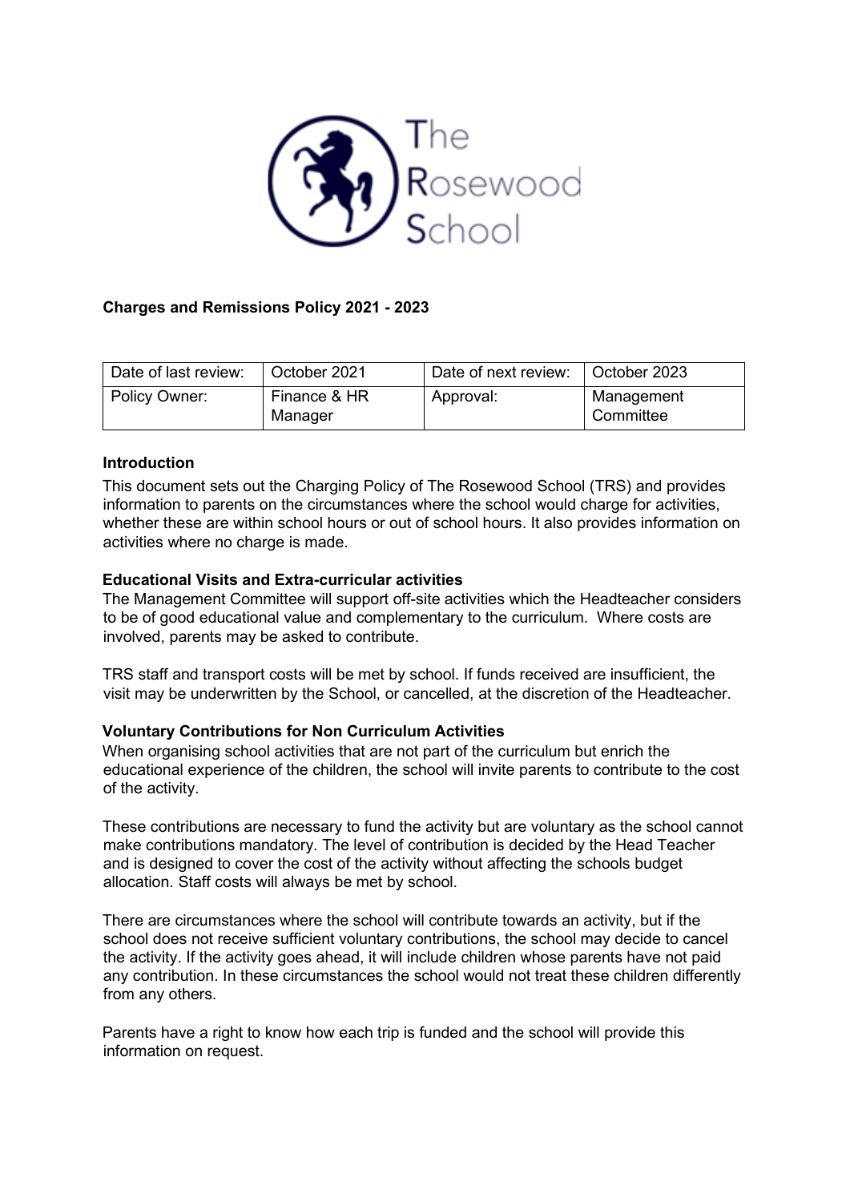The Rosewood School

**Charges and Remissions Policy 2021 - 2023**

| Date of last review: | October 2021 | Date of next review: | October 2023 |
|---|---|---|---|
| Policy Owner: | Finance & HR Manager | Approval: | Management Committee |

**Introduction**

This document sets out the Charging Policy of The Rosewood School (TRS) and provides information to parents on the circumstances where the school would charge for activities, whether these are within school hours or out of school hours. It also provides information on activities where no charge is made.

**Educational Visits and Extra-curricular activities**

The Management Committee will support off-site activities which the Headteacher considers to be of good educational value and complementary to the curriculum. Where costs are involved, parents may be asked to contribute.

TRS staff and transport costs will be met by school. If funds received are insufficient, the visit may be underwritten by the School, or cancelled, at the discretion of the Headteacher.

**Voluntary Contributions for Non Curriculum Activities**

When organising school activities that are not part of the curriculum but enrich the educational experience of the children, the school will invite parents to contribute to the cost of the activity.

These contributions are necessary to fund the activity but are voluntary as the school cannot make contributions mandatory. The level of contribution is decided by the Head Teacher and is designed to cover the cost of the activity without affecting the schools budget allocation. Staff costs will always be met by school.

There are circumstances where the school will contribute towards an activity, but if the school does not receive sufficient voluntary contributions, the school may decide to cancel the activity. If the activity goes ahead, it will include children whose parents have not paid any contribution. In these circumstances the school would not treat these children differently from any others.

Parents have a right to know how each trip is funded and the school will provide this information on request.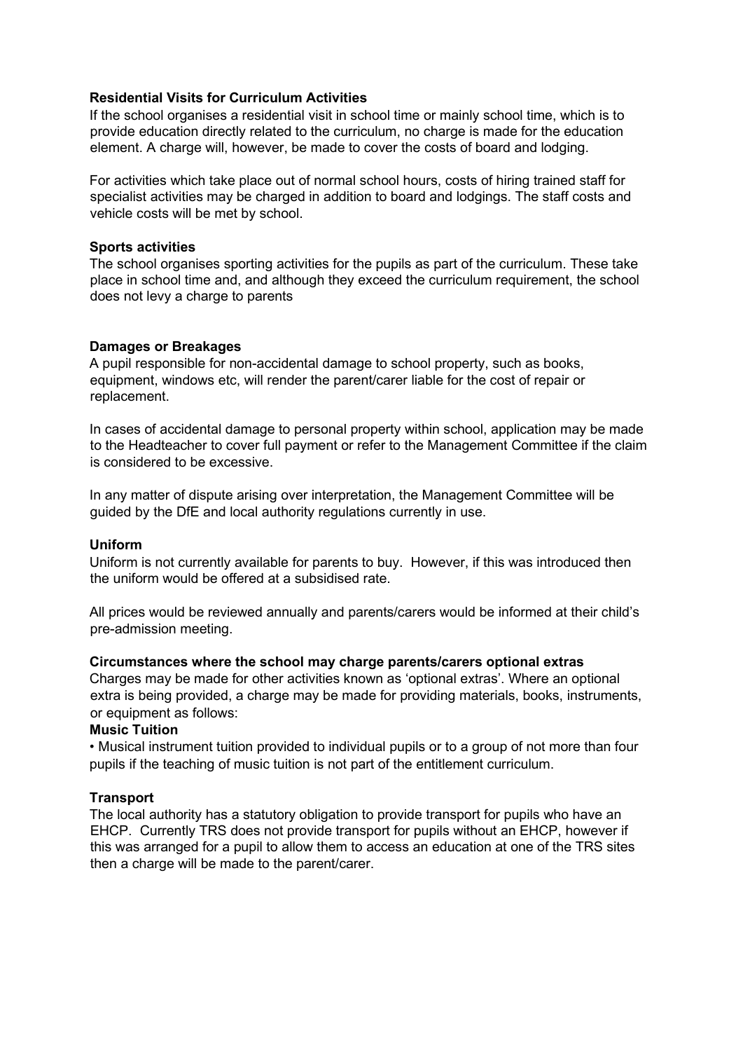**Residential Visits for Curriculum Activities**

If the school organises a residential visit in school time or mainly school time, which is to provide education directly related to the curriculum, no charge is made for the education element. A charge will, however, be made to cover the costs of board and lodging.

For activities which take place out of normal school hours, costs of hiring trained staff for specialist activities may be charged in addition to board and lodgings. The staff costs and vehicle costs will be met by school.

**Sports activities**

The school organises sporting activities for the pupils as part of the curriculum. These take place in school time and, and although they exceed the curriculum requirement, the school does not levy a charge to parents

**Damages or Breakages**

A pupil responsible for non-accidental damage to school property, such as books, equipment, windows etc, will render the parent/carer liable for the cost of repair or replacement.

In cases of accidental damage to personal property within school, application may be made to the Headteacher to cover full payment or refer to the Management Committee if the claim is considered to be excessive.

In any matter of dispute arising over interpretation, the Management Committee will be guided by the DfE and local authority regulations currently in use.

**Uniform**

Uniform is not currently available for parents to buy. However, if this was introduced then the uniform would be offered at a subsidised rate.

All prices would be reviewed annually and parents/carers would be informed at their child's pre-admission meeting.

**Circumstances where the school may charge parents/carers optional extras**

Charges may be made for other activities known as 'optional extras'. Where an optional extra is being provided, a charge may be made for providing materials, books, instruments, or equipment as follows:

**Music Tuition**

- Musical instrument tuition provided to individual pupils or to a group of not more than four pupils if the teaching of music tuition is not part of the entitlement curriculum.

**Transport**

The local authority has a statutory obligation to provide transport for pupils who have an EHCP. Currently TRS does not provide transport for pupils without an EHCP, however if this was arranged for a pupil to allow them to access an education at one of the TRS sites then a charge will be made to the parent/carer.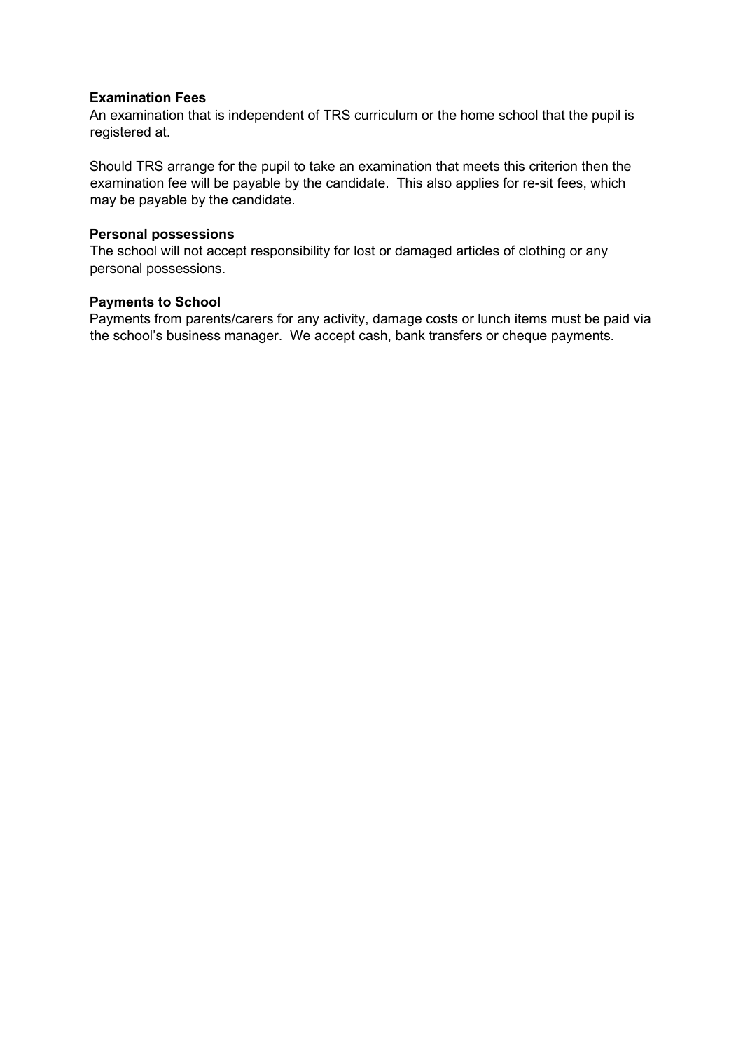**Examination Fees**

An examination that is independent of TRS curriculum or the home school that the pupil is registered at.

Should TRS arrange for the pupil to take an examination that meets this criterion then the examination fee will be payable by the candidate. This also applies for re-sit fees, which may be payable by the candidate.

**Personal possessions**

The school will not accept responsibility for lost or damaged articles of clothing or any personal possessions.

**Payments to School**

Payments from parents/carers for any activity, damage costs or lunch items must be paid via the school's business manager. We accept cash, bank transfers or cheque payments.